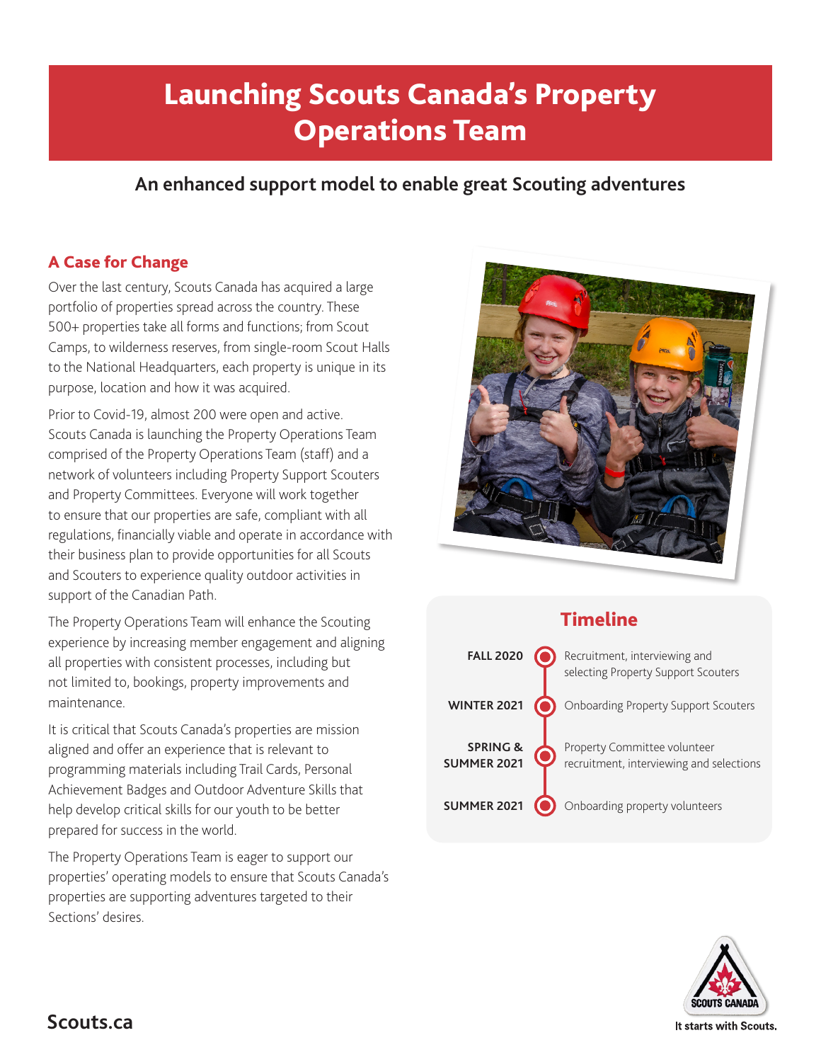# Launching Scouts Canada's Property Operations Team

## An enhanced support model to enable great Scouting adventures

### A Case for Change

Over the last century, Scouts Canada has acquired a large portfolio of properties spread across the country. These 500+ properties take all forms and functions; from Scout Camps, to wilderness reserves, from single-room Scout Halls to the National Headquarters, each property is unique in its purpose, location and how it was acquired.

Prior to Covid-19, almost 200 were open and active. Scouts Canada is launching the Property Operations Team comprised of the Property Operations Team (staff) and a network of volunteers including Property Support Scouters and Property Committees. Everyone will work together to ensure that our properties are safe, compliant with all regulations, financially viable and operate in accordance with their business plan to provide opportunities for all Scouts and Scouters to experience quality outdoor activities in support of the Canadian Path.

The Property Operations Team will enhance the Scouting experience by increasing member engagement and aligning all properties with consistent processes, including but not limited to, bookings, property improvements and maintenance.

It is critical that Scouts Canada's properties are mission aligned and offer an experience that is relevant to programming materials including Trail Cards, Personal Achievement Badges and Outdoor Adventure Skills that help develop critical skills for our youth to be better prepared for success in the world.

The Property Operations Team is eager to support our properties' operating models to ensure that Scouts Canada's properties are supporting adventures targeted to their Sections' desires.

### Timeline

- **FALL 2020** — Recruitment, interviewing and selecting Property Support Scouters
- **WINTER 2021** — Onboarding Property Support Scouters
- **SPRING & SUMMER 2021** — Property Committee volunteer recruitment, interviewing and selections
- **SUMMER 2021** — Onboarding property volunteers

Scouts.ca

It starts with Scouts.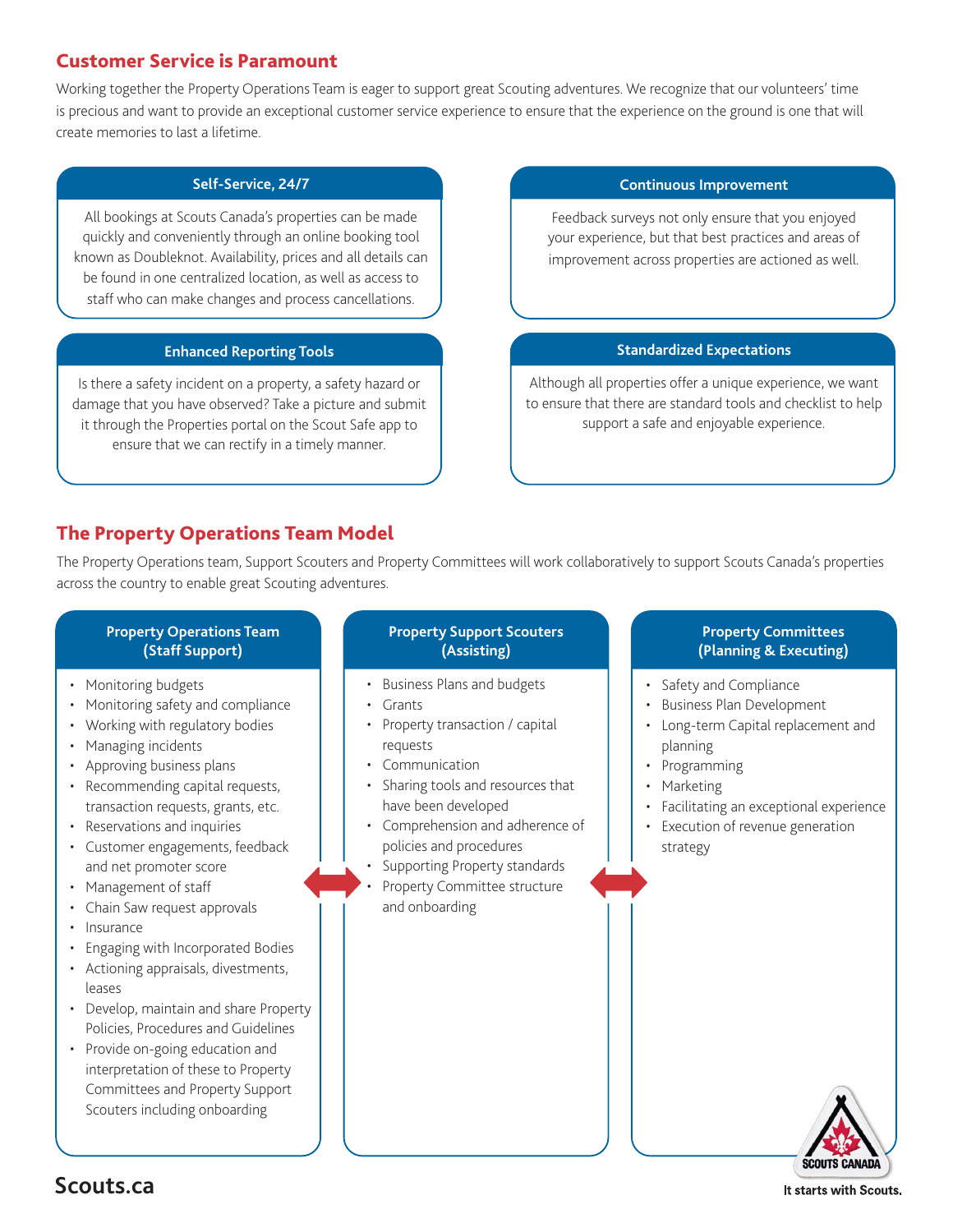## Customer Service is Paramount

Working together the Property Operations Team is eager to support great Scouting adventures. We recognize that our volunteers' time is precious and want to provide an exceptional customer service experience to ensure that the experience on the ground is one that will create memories to last a lifetime.

### Self-Service, 24/7

All bookings at Scouts Canada's properties can be made quickly and conveniently through an online booking tool known as Doubleknot. Availability, prices and all details can be found in one centralized location, as well as access to staff who can make changes and process cancellations.

### Continuous Improvement

Feedback surveys not only ensure that you enjoyed your experience, but that best practices and areas of improvement across properties are actioned as well.

### Enhanced Reporting Tools

Is there a safety incident on a property, a safety hazard or damage that you have observed? Take a picture and submit it through the Properties portal on the Scout Safe app to ensure that we can rectify in a timely manner.

### Standardized Expectations

Although all properties offer a unique experience, we want to ensure that there are standard tools and checklist to help support a safe and enjoyable experience.

## The Property Operations Team Model

The Property Operations team, Support Scouters and Property Committees will work collaboratively to support Scouts Canada's properties across the country to enable great Scouting adventures.

### Property Operations Team (Staff Support)

- Monitoring budgets
- Monitoring safety and compliance
- Working with regulatory bodies
- Managing incidents
- Approving business plans
- Recommending capital requests, transaction requests, grants, etc.
- Reservations and inquiries
- Customer engagements, feedback and net promoter score
- Management of staff
- Chain Saw request approvals
- Insurance
- Engaging with Incorporated Bodies
- Actioning appraisals, divestments, leases
- Develop, maintain and share Property Policies, Procedures and Guidelines
- Provide on-going education and interpretation of these to Property Committees and Property Support Scouters including onboarding

### Property Support Scouters (Assisting)

- Business Plans and budgets
- Grants
- Property transaction / capital requests
- Communication
- Sharing tools and resources that have been developed
- Comprehension and adherence of policies and procedures
- Supporting Property standards
- Property Committee structure and onboarding

### Property Committees (Planning & Executing)

- Safety and Compliance
- Business Plan Development
- Long-term Capital replacement and planning
- Programming
- Marketing
- Facilitating an exceptional experience
- Execution of revenue generation strategy

Scouts.ca

It starts with Scouts.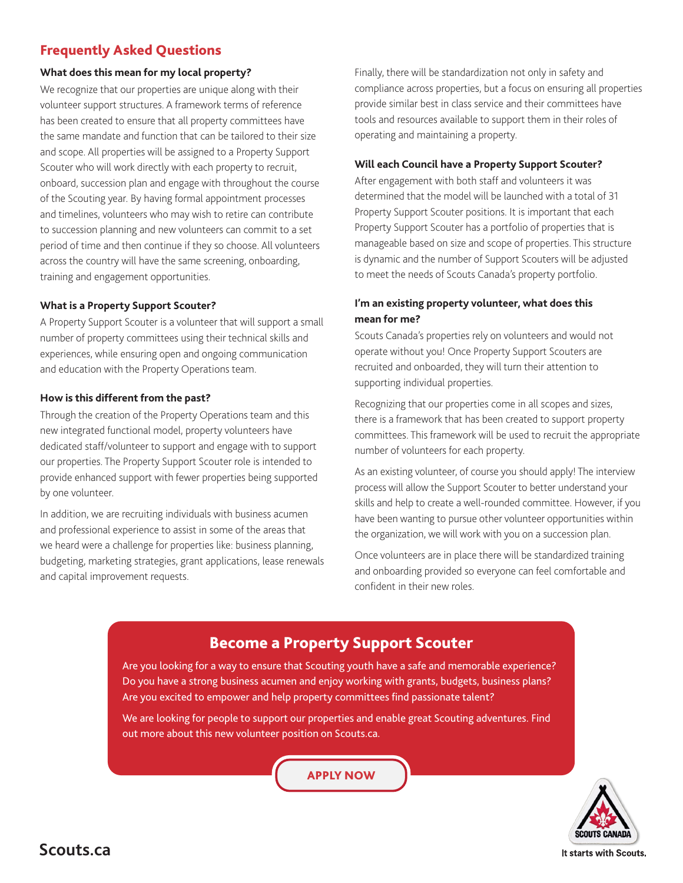## Frequently Asked Questions

### What does this mean for my local property?

We recognize that our properties are unique along with their volunteer support structures. A framework terms of reference has been created to ensure that all property committees have the same mandate and function that can be tailored to their size and scope. All properties will be assigned to a Property Support Scouter who will work directly with each property to recruit, onboard, succession plan and engage with throughout the course of the Scouting year. By having formal appointment processes and timelines, volunteers who may wish to retire can contribute to succession planning and new volunteers can commit to a set period of time and then continue if they so choose. All volunteers across the country will have the same screening, onboarding, training and engagement opportunities.

### What is a Property Support Scouter?

A Property Support Scouter is a volunteer that will support a small number of property committees using their technical skills and experiences, while ensuring open and ongoing communication and education with the Property Operations team.

### How is this different from the past?

Through the creation of the Property Operations team and this new integrated functional model, property volunteers have dedicated staff/volunteer to support and engage with to support our properties. The Property Support Scouter role is intended to provide enhanced support with fewer properties being supported by one volunteer.

In addition, we are recruiting individuals with business acumen and professional experience to assist in some of the areas that we heard were a challenge for properties like: business planning, budgeting, marketing strategies, grant applications, lease renewals and capital improvement requests.

Finally, there will be standardization not only in safety and compliance across properties, but a focus on ensuring all properties provide similar best in class service and their committees have tools and resources available to support them in their roles of operating and maintaining a property.

### Will each Council have a Property Support Scouter?

After engagement with both staff and volunteers it was determined that the model will be launched with a total of 31 Property Support Scouter positions. It is important that each Property Support Scouter has a portfolio of properties that is manageable based on size and scope of properties. This structure is dynamic and the number of Support Scouters will be adjusted to meet the needs of Scouts Canada's property portfolio.

### I'm an existing property volunteer, what does this mean for me?

Scouts Canada's properties rely on volunteers and would not operate without you! Once Property Support Scouters are recruited and onboarded, they will turn their attention to supporting individual properties.

Recognizing that our properties come in all scopes and sizes, there is a framework that has been created to support property committees. This framework will be used to recruit the appropriate number of volunteers for each property.

As an existing volunteer, of course you should apply! The interview process will allow the Support Scouter to better understand your skills and help to create a well-rounded committee. However, if you have been wanting to pursue other volunteer opportunities within the organization, we will work with you on a succession plan.

Once volunteers are in place there will be standardized training and onboarding provided so everyone can feel comfortable and confident in their new roles.

## Become a Property Support Scouter

Are you looking for a way to ensure that Scouting youth have a safe and memorable experience? Do you have a strong business acumen and enjoy working with grants, budgets, business plans? Are you excited to empower and help property committees find passionate talent?

We are looking for people to support our properties and enable great Scouting adventures. Find out more about this new volunteer position on Scouts.ca.

**APPLY NOW**

Scouts.ca

SCOUTS CANADA

It starts with Scouts.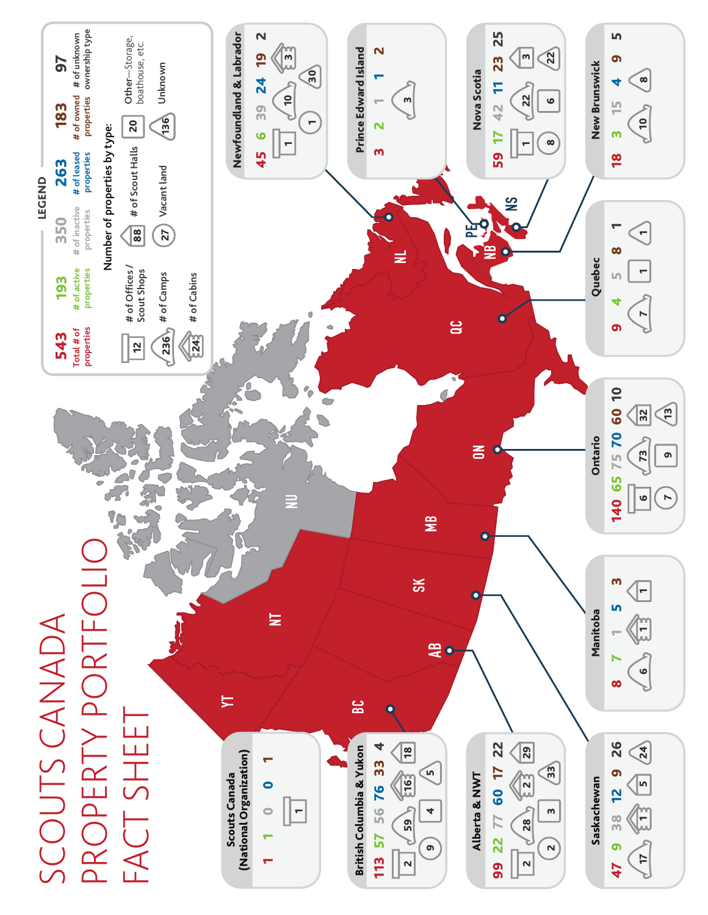# SCOUTS CANADA PROPERTY PORTFOLIO FACT SHEET

## LEGEND

543 Total # of properties

193 # of active properties

350 # of inactive properties

263 # of leased properties

183 # of owned properties

97 # of unknown ownership type

Number of properties by type:

12 # of Offices / Scout Shops

88 # of Scout Halls

20 Other—Storage, boathouse, etc.

236 # of Camps

27 Vacant land

136 Unknown

24 # of Cabins

YT
NT
NU
BC
AB
SK
MB
ON
QC
NL
NB
PE
NS

**Scouts Canada (National Organization)**
1 1 0 0 1
1

**British Columbia & Yukon**
113 57 56 76 33 4
2 59 16 18
9 4 5

**Alberta & NWT**
99 22 77 60 17 22
2 28 2 29
2 3 33

**Saskatchewan**
47 9 38 12 9 26
17 1 5 24

**Manitoba**
8 7 1 5 3
6 1 1

**Ontario**
140 65 75 70 60 10
6 73 32
7 9 13

**Quebec**
9 4 5 8 1
7 1 1

**New Brunswick**
18 3 15 4 9 5
10 8

**Nova Scotia**
59 17 42 11 23 25
1 22 3
8 6 22

**Prince Edward Island**
3 2 1 1 2
3

**Newfoundland & Labrador**
45 6 39 24 19 2
1 10 3
1 30